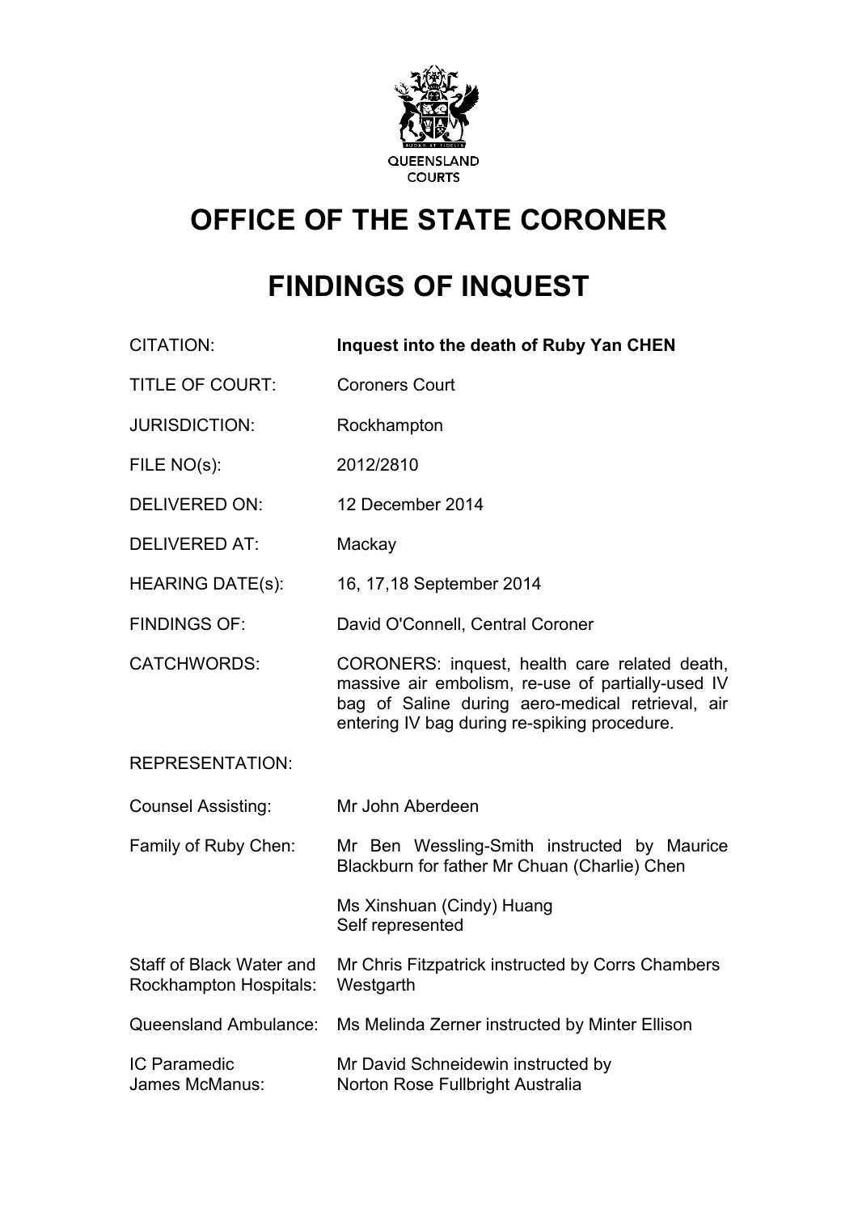QUEENSLAND COURTS

# OFFICE OF THE STATE CORONER

# FINDINGS OF INQUEST

| | |
|---|---|
| CITATION: | **Inquest into the death of Ruby Yan CHEN** |
| TITLE OF COURT: | Coroners Court |
| JURISDICTION: | Rockhampton |
| FILE NO(s): | 2012/2810 |
| DELIVERED ON: | 12 December 2014 |
| DELIVERED AT: | Mackay |
| HEARING DATE(s): | 16, 17,18 September 2014 |
| FINDINGS OF: | David O'Connell, Central Coroner |
| CATCHWORDS: | CORONERS: inquest, health care related death, massive air embolism, re-use of partially-used IV bag of Saline during aero-medical retrieval, air entering IV bag during re-spiking procedure. |

REPRESENTATION:

| | |
|---|---|
| Counsel Assisting: | Mr John Aberdeen |
| Family of Ruby Chen: | Mr Ben Wessling-Smith instructed by Maurice Blackburn for father Mr Chuan (Charlie) Chen |
| | Ms Xinshuan (Cindy) Huang<br>Self represented |
| Staff of Black Water and Rockhampton Hospitals: | Mr Chris Fitzpatrick instructed by Corrs Chambers Westgarth |
| Queensland Ambulance: | Ms Melinda Zerner instructed by Minter Ellison |
| IC Paramedic James McManus: | Mr David Schneidewin instructed by Norton Rose Fullbright Australia |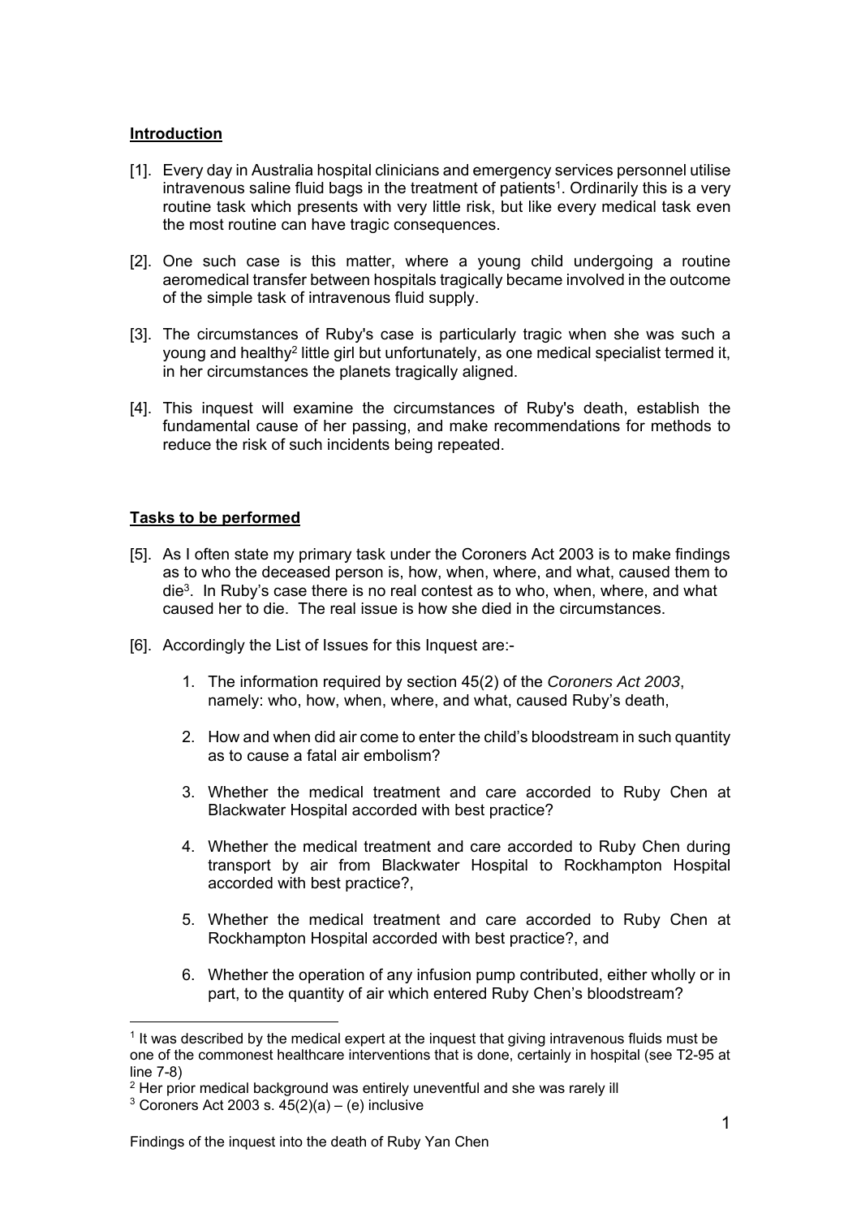## Introduction

[1]. Every day in Australia hospital clinicians and emergency services personnel utilise intravenous saline fluid bags in the treatment of patients[1]. Ordinarily this is a very routine task which presents with very little risk, but like every medical task even the most routine can have tragic consequences.

[2]. One such case is this matter, where a young child undergoing a routine aeromedical transfer between hospitals tragically became involved in the outcome of the simple task of intravenous fluid supply.

[3]. The circumstances of Ruby's case is particularly tragic when she was such a young and healthy[2] little girl but unfortunately, as one medical specialist termed it, in her circumstances the planets tragically aligned.

[4]. This inquest will examine the circumstances of Ruby's death, establish the fundamental cause of her passing, and make recommendations for methods to reduce the risk of such incidents being repeated.

## Tasks to be performed

[5]. As I often state my primary task under the Coroners Act 2003 is to make findings as to who the deceased person is, how, when, where, and what, caused them to die[3]. In Ruby's case there is no real contest as to who, when, where, and what caused her to die. The real issue is how she died in the circumstances.

[6]. Accordingly the List of Issues for this Inquest are:-

1. The information required by section 45(2) of the *Coroners Act 2003*, namely: who, how, when, where, and what, caused Ruby's death,
2. How and when did air come to enter the child's bloodstream in such quantity as to cause a fatal air embolism?
3. Whether the medical treatment and care accorded to Ruby Chen at Blackwater Hospital accorded with best practice?
4. Whether the medical treatment and care accorded to Ruby Chen during transport by air from Blackwater Hospital to Rockhampton Hospital accorded with best practice?,
5. Whether the medical treatment and care accorded to Ruby Chen at Rockhampton Hospital accorded with best practice?, and
6. Whether the operation of any infusion pump contributed, either wholly or in part, to the quantity of air which entered Ruby Chen's bloodstream?

---

[1] It was described by the medical expert at the inquest that giving intravenous fluids must be one of the commonest healthcare interventions that is done, certainly in hospital (see T2-95 at line 7-8)

[2] Her prior medical background was entirely uneventful and she was rarely ill

[3] Coroners Act 2003 s. 45(2)(a) – (e) inclusive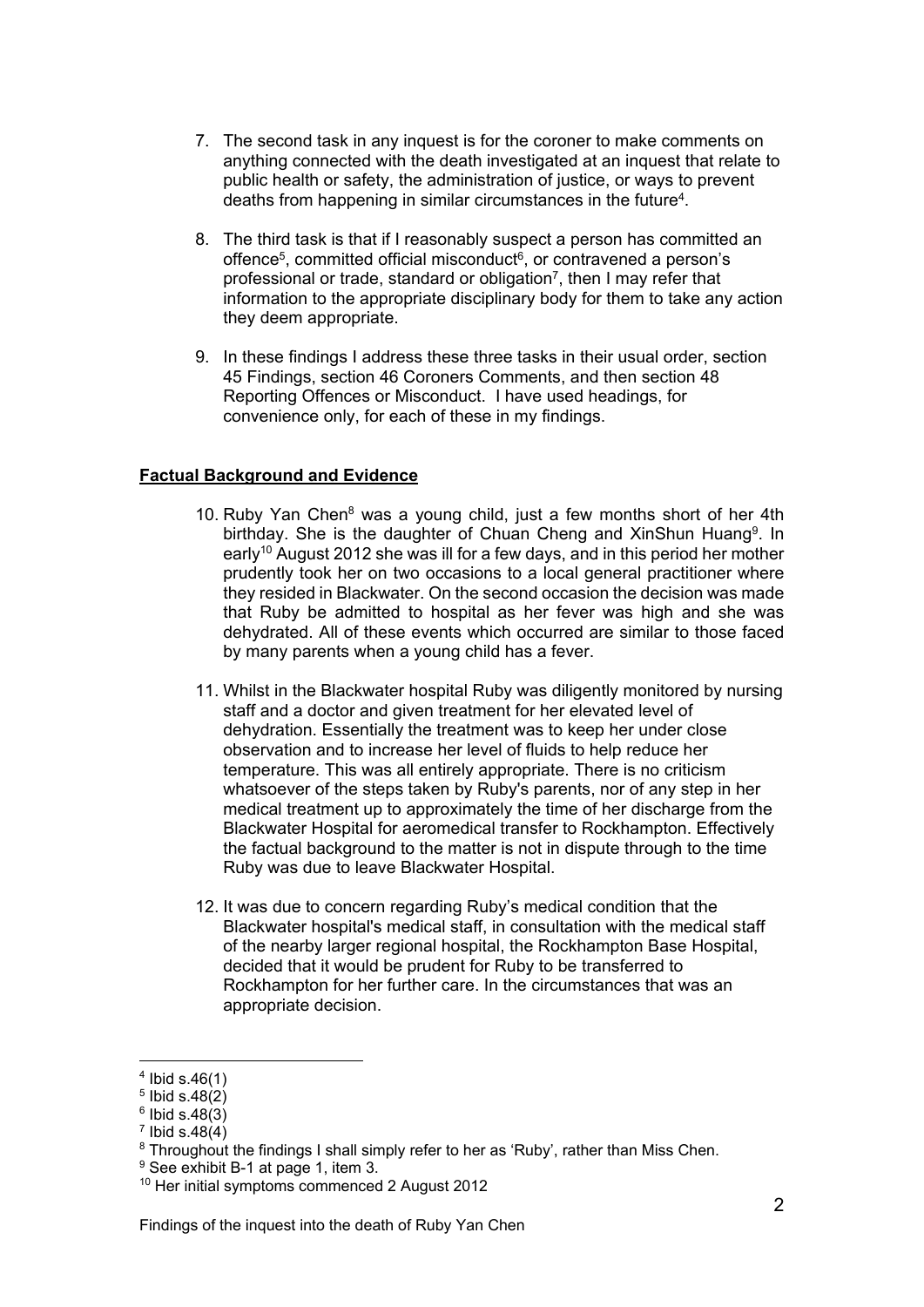7. The second task in any inquest is for the coroner to make comments on anything connected with the death investigated at an inquest that relate to public health or safety, the administration of justice, or ways to prevent deaths from happening in similar circumstances in the future[4].

8. The third task is that if I reasonably suspect a person has committed an offence[5], committed official misconduct[6], or contravened a person's professional or trade, standard or obligation[7], then I may refer that information to the appropriate disciplinary body for them to take any action they deem appropriate.

9. In these findings I address these three tasks in their usual order, section 45 Findings, section 46 Coroners Comments, and then section 48 Reporting Offences or Misconduct. I have used headings, for convenience only, for each of these in my findings.

## Factual Background and Evidence

10. Ruby Yan Chen[8] was a young child, just a few months short of her 4th birthday. She is the daughter of Chuan Cheng and XinShun Huang[9]. In early[10] August 2012 she was ill for a few days, and in this period her mother prudently took her on two occasions to a local general practitioner where they resided in Blackwater. On the second occasion the decision was made that Ruby be admitted to hospital as her fever was high and she was dehydrated. All of these events which occurred are similar to those faced by many parents when a young child has a fever.

11. Whilst in the Blackwater hospital Ruby was diligently monitored by nursing staff and a doctor and given treatment for her elevated level of dehydration. Essentially the treatment was to keep her under close observation and to increase her level of fluids to help reduce her temperature. This was all entirely appropriate. There is no criticism whatsoever of the steps taken by Ruby's parents, nor of any step in her medical treatment up to approximately the time of her discharge from the Blackwater Hospital for aeromedical transfer to Rockhampton. Effectively the factual background to the matter is not in dispute through to the time Ruby was due to leave Blackwater Hospital.

12. It was due to concern regarding Ruby's medical condition that the Blackwater hospital's medical staff, in consultation with the medical staff of the nearby larger regional hospital, the Rockhampton Base Hospital, decided that it would be prudent for Ruby to be transferred to Rockhampton for her further care. In the circumstances that was an appropriate decision.

---

[4] Ibid s.46(1)

[5] Ibid s.48(2)

[6] Ibid s.48(3)

[7] Ibid s.48(4)

[8] Throughout the findings I shall simply refer to her as 'Ruby', rather than Miss Chen.

[9] See exhibit B-1 at page 1, item 3.

[10] Her initial symptoms commenced 2 August 2012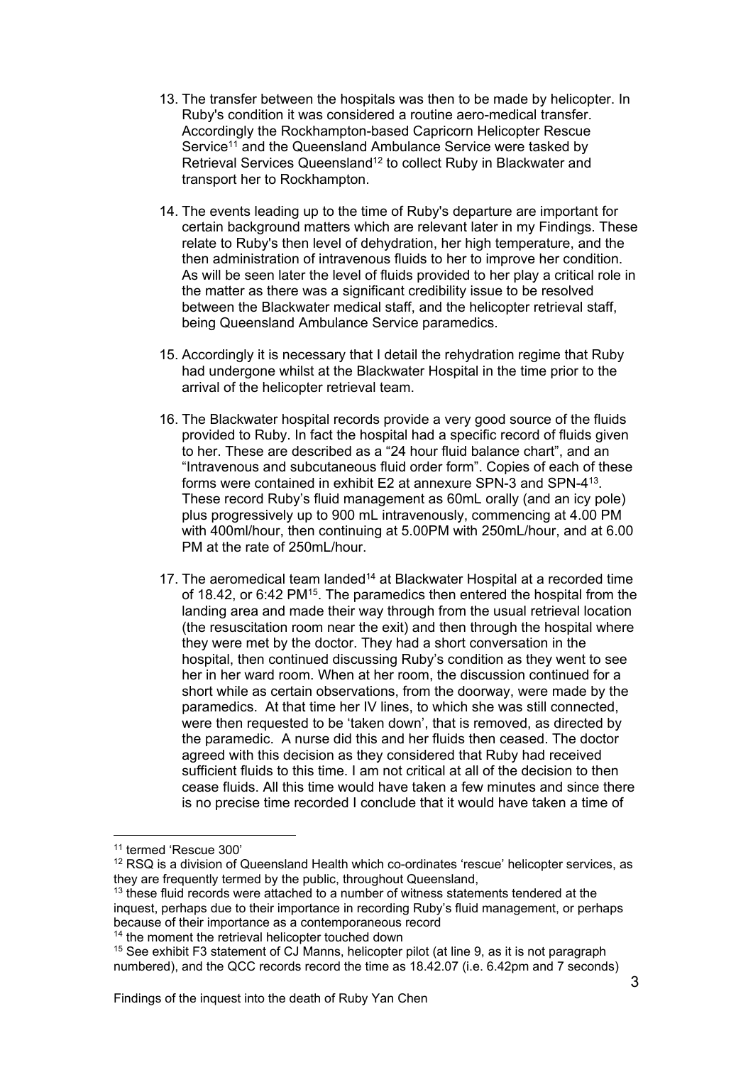13. The transfer between the hospitals was then to be made by helicopter. In Ruby's condition it was considered a routine aero-medical transfer. Accordingly the Rockhampton-based Capricorn Helicopter Rescue Service[11] and the Queensland Ambulance Service were tasked by Retrieval Services Queensland[12] to collect Ruby in Blackwater and transport her to Rockhampton.

14. The events leading up to the time of Ruby's departure are important for certain background matters which are relevant later in my Findings. These relate to Ruby's then level of dehydration, her high temperature, and the then administration of intravenous fluids to her to improve her condition. As will be seen later the level of fluids provided to her play a critical role in the matter as there was a significant credibility issue to be resolved between the Blackwater medical staff, and the helicopter retrieval staff, being Queensland Ambulance Service paramedics.

15. Accordingly it is necessary that I detail the rehydration regime that Ruby had undergone whilst at the Blackwater Hospital in the time prior to the arrival of the helicopter retrieval team.

16. The Blackwater hospital records provide a very good source of the fluids provided to Ruby. In fact the hospital had a specific record of fluids given to her. These are described as a "24 hour fluid balance chart", and an "Intravenous and subcutaneous fluid order form". Copies of each of these forms were contained in exhibit E2 at annexure SPN-3 and SPN-4[13]. These record Ruby's fluid management as 60mL orally (and an icy pole) plus progressively up to 900 mL intravenously, commencing at 4.00 PM with 400ml/hour, then continuing at 5.00PM with 250mL/hour, and at 6.00 PM at the rate of 250mL/hour.

17. The aeromedical team landed[14] at Blackwater Hospital at a recorded time of 18.42, or 6:42 PM[15]. The paramedics then entered the hospital from the landing area and made their way through from the usual retrieval location (the resuscitation room near the exit) and then through the hospital where they were met by the doctor. They had a short conversation in the hospital, then continued discussing Ruby's condition as they went to see her in her ward room. When at her room, the discussion continued for a short while as certain observations, from the doorway, were made by the paramedics. At that time her IV lines, to which she was still connected, were then requested to be 'taken down', that is removed, as directed by the paramedic. A nurse did this and her fluids then ceased. The doctor agreed with this decision as they considered that Ruby had received sufficient fluids to this time. I am not critical at all of the decision to then cease fluids. All this time would have taken a few minutes and since there is no precise time recorded I conclude that it would have taken a time of

---

[11] termed 'Rescue 300'

[12] RSQ is a division of Queensland Health which co-ordinates 'rescue' helicopter services, as they are frequently termed by the public, throughout Queensland,

[13] these fluid records were attached to a number of witness statements tendered at the inquest, perhaps due to their importance in recording Ruby's fluid management, or perhaps because of their importance as a contemporaneous record

[14] the moment the retrieval helicopter touched down

[15] See exhibit F3 statement of CJ Manns, helicopter pilot (at line 9, as it is not paragraph numbered), and the QCC records record the time as 18.42.07 (i.e. 6.42pm and 7 seconds)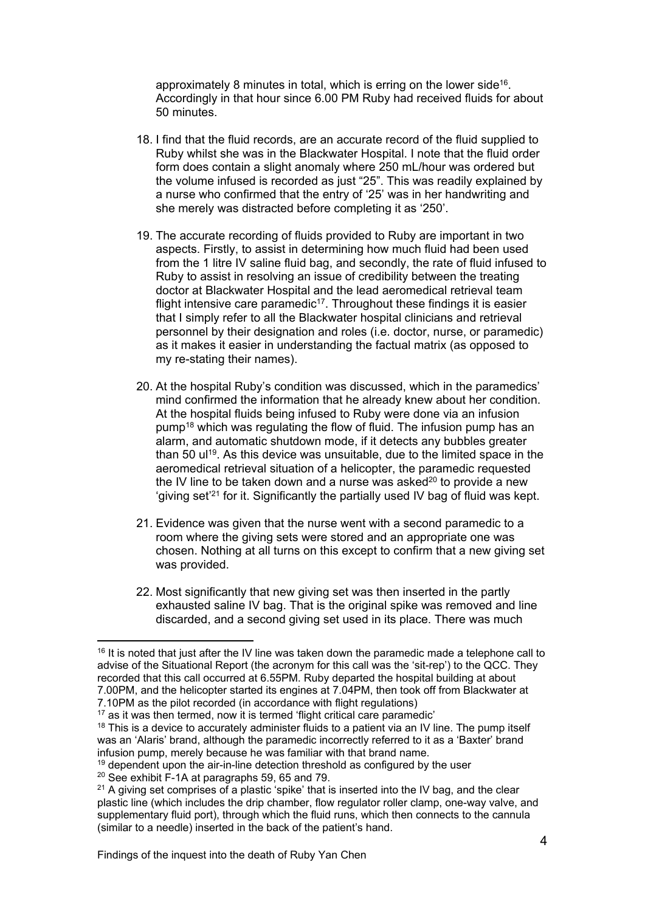approximately 8 minutes in total, which is erring on the lower side[16]. Accordingly in that hour since 6.00 PM Ruby had received fluids for about 50 minutes.

18. I find that the fluid records, are an accurate record of the fluid supplied to Ruby whilst she was in the Blackwater Hospital. I note that the fluid order form does contain a slight anomaly where 250 mL/hour was ordered but the volume infused is recorded as just "25". This was readily explained by a nurse who confirmed that the entry of '25' was in her handwriting and she merely was distracted before completing it as '250'.

19. The accurate recording of fluids provided to Ruby are important in two aspects. Firstly, to assist in determining how much fluid had been used from the 1 litre IV saline fluid bag, and secondly, the rate of fluid infused to Ruby to assist in resolving an issue of credibility between the treating doctor at Blackwater Hospital and the lead aeromedical retrieval team flight intensive care paramedic[17]. Throughout these findings it is easier that I simply refer to all the Blackwater hospital clinicians and retrieval personnel by their designation and roles (i.e. doctor, nurse, or paramedic) as it makes it easier in understanding the factual matrix (as opposed to my re-stating their names).

20. At the hospital Ruby's condition was discussed, which in the paramedics' mind confirmed the information that he already knew about her condition. At the hospital fluids being infused to Ruby were done via an infusion pump[18] which was regulating the flow of fluid. The infusion pump has an alarm, and automatic shutdown mode, if it detects any bubbles greater than 50 ul[19]. As this device was unsuitable, due to the limited space in the aeromedical retrieval situation of a helicopter, the paramedic requested the IV line to be taken down and a nurse was asked[20] to provide a new 'giving set'[21] for it. Significantly the partially used IV bag of fluid was kept.

21. Evidence was given that the nurse went with a second paramedic to a room where the giving sets were stored and an appropriate one was chosen. Nothing at all turns on this except to confirm that a new giving set was provided.

22. Most significantly that new giving set was then inserted in the partly exhausted saline IV bag. That is the original spike was removed and line discarded, and a second giving set used in its place. There was much

---

[16] It is noted that just after the IV line was taken down the paramedic made a telephone call to advise of the Situational Report (the acronym for this call was the 'sit-rep') to the QCC. They recorded that this call occurred at 6.55PM. Ruby departed the hospital building at about 7.00PM, and the helicopter started its engines at 7.04PM, then took off from Blackwater at 7.10PM as the pilot recorded (in accordance with flight regulations)

[17] as it was then termed, now it is termed 'flight critical care paramedic'

[18] This is a device to accurately administer fluids to a patient via an IV line. The pump itself was an 'Alaris' brand, although the paramedic incorrectly referred to it as a 'Baxter' brand infusion pump, merely because he was familiar with that brand name.

[19] dependent upon the air-in-line detection threshold as configured by the user

[20] See exhibit F-1A at paragraphs 59, 65 and 79.

[21] A giving set comprises of a plastic 'spike' that is inserted into the IV bag, and the clear plastic line (which includes the drip chamber, flow regulator roller clamp, one-way valve, and supplementary fluid port), through which the fluid runs, which then connects to the cannula (similar to a needle) inserted in the back of the patient's hand.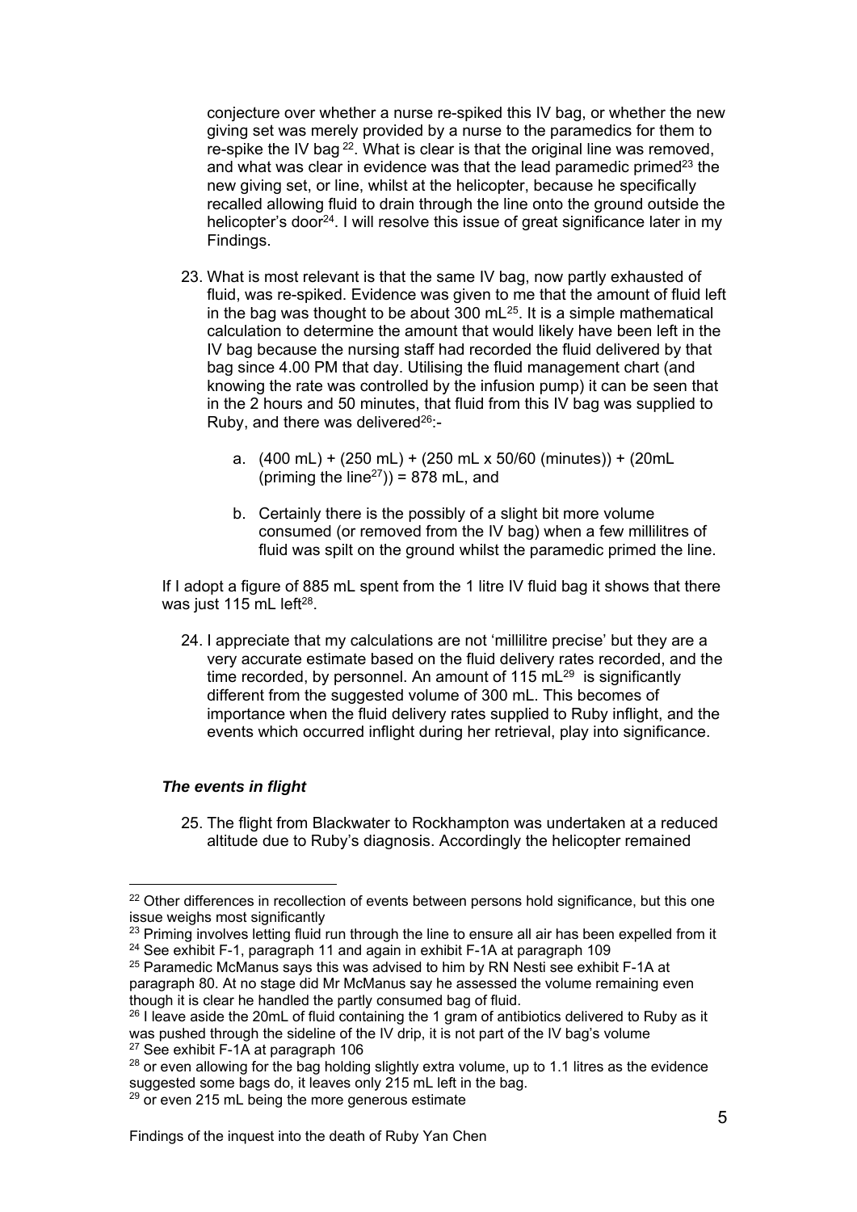conjecture over whether a nurse re-spiked this IV bag, or whether the new giving set was merely provided by a nurse to the paramedics for them to re-spike the IV bag [22]. What is clear is that the original line was removed, and what was clear in evidence was that the lead paramedic primed[23] the new giving set, or line, whilst at the helicopter, because he specifically recalled allowing fluid to drain through the line onto the ground outside the helicopter's door[24]. I will resolve this issue of great significance later in my Findings.

23. What is most relevant is that the same IV bag, now partly exhausted of fluid, was re-spiked. Evidence was given to me that the amount of fluid left in the bag was thought to be about 300 mL[25]. It is a simple mathematical calculation to determine the amount that would likely have been left in the IV bag because the nursing staff had recorded the fluid delivered by that bag since 4.00 PM that day. Utilising the fluid management chart (and knowing the rate was controlled by the infusion pump) it can be seen that in the 2 hours and 50 minutes, that fluid from this IV bag was supplied to Ruby, and there was delivered[26]:-

    a. (400 mL) + (250 mL) + (250 mL x 50/60 (minutes)) + (20mL (priming the line[27])) = 878 mL, and

    b. Certainly there is the possibly of a slight bit more volume consumed (or removed from the IV bag) when a few millilitres of fluid was spilt on the ground whilst the paramedic primed the line.

If I adopt a figure of 885 mL spent from the 1 litre IV fluid bag it shows that there was just 115 mL left[28].

24. I appreciate that my calculations are not 'millilitre precise' but they are a very accurate estimate based on the fluid delivery rates recorded, and the time recorded, by personnel. An amount of 115 mL[29] is significantly different from the suggested volume of 300 mL. This becomes of importance when the fluid delivery rates supplied to Ruby inflight, and the events which occurred inflight during her retrieval, play into significance.

### *The events in flight*

25. The flight from Blackwater to Rockhampton was undertaken at a reduced altitude due to Ruby's diagnosis. Accordingly the helicopter remained

---

[22] Other differences in recollection of events between persons hold significance, but this one issue weighs most significantly

[23] Priming involves letting fluid run through the line to ensure all air has been expelled from it

[24] See exhibit F-1, paragraph 11 and again in exhibit F-1A at paragraph 109

[25] Paramedic McManus says this was advised to him by RN Nesti see exhibit F-1A at paragraph 80. At no stage did Mr McManus say he assessed the volume remaining even though it is clear he handled the partly consumed bag of fluid.

[26] I leave aside the 20mL of fluid containing the 1 gram of antibiotics delivered to Ruby as it was pushed through the sideline of the IV drip, it is not part of the IV bag's volume

[27] See exhibit F-1A at paragraph 106

[28] or even allowing for the bag holding slightly extra volume, up to 1.1 litres as the evidence suggested some bags do, it leaves only 215 mL left in the bag.

[29] or even 215 mL being the more generous estimate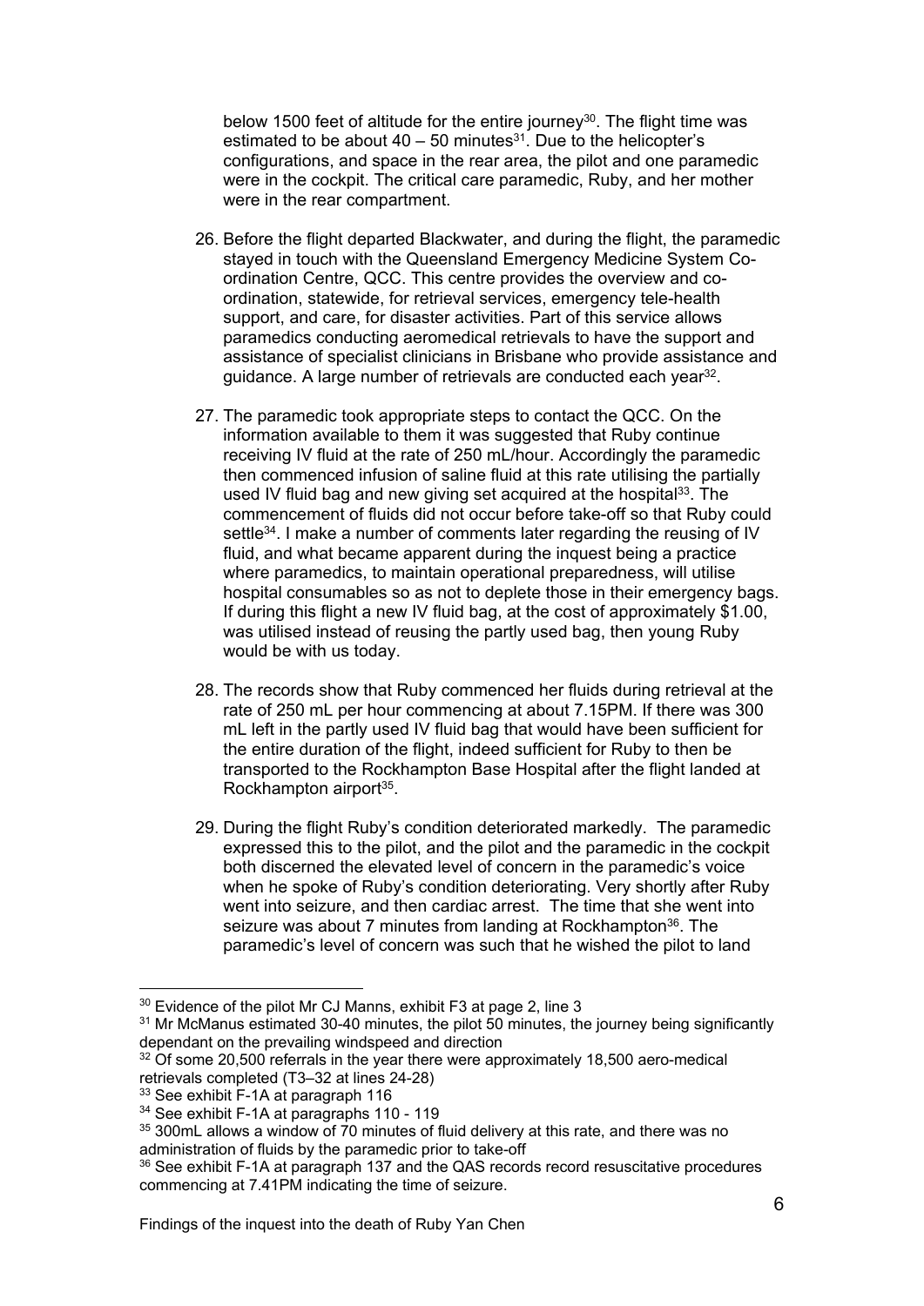below 1500 feet of altitude for the entire journey[30]. The flight time was estimated to be about 40 – 50 minutes[31]. Due to the helicopter's configurations, and space in the rear area, the pilot and one paramedic were in the cockpit. The critical care paramedic, Ruby, and her mother were in the rear compartment.

26. Before the flight departed Blackwater, and during the flight, the paramedic stayed in touch with the Queensland Emergency Medicine System Co-ordination Centre, QCC. This centre provides the overview and co-ordination, statewide, for retrieval services, emergency tele-health support, and care, for disaster activities. Part of this service allows paramedics conducting aeromedical retrievals to have the support and assistance of specialist clinicians in Brisbane who provide assistance and guidance. A large number of retrievals are conducted each year[32].

27. The paramedic took appropriate steps to contact the QCC. On the information available to them it was suggested that Ruby continue receiving IV fluid at the rate of 250 mL/hour. Accordingly the paramedic then commenced infusion of saline fluid at this rate utilising the partially used IV fluid bag and new giving set acquired at the hospital[33]. The commencement of fluids did not occur before take-off so that Ruby could settle[34]. I make a number of comments later regarding the reusing of IV fluid, and what became apparent during the inquest being a practice where paramedics, to maintain operational preparedness, will utilise hospital consumables so as not to deplete those in their emergency bags. If during this flight a new IV fluid bag, at the cost of approximately $1.00, was utilised instead of reusing the partly used bag, then young Ruby would be with us today.

28. The records show that Ruby commenced her fluids during retrieval at the rate of 250 mL per hour commencing at about 7.15PM. If there was 300 mL left in the partly used IV fluid bag that would have been sufficient for the entire duration of the flight, indeed sufficient for Ruby to then be transported to the Rockhampton Base Hospital after the flight landed at Rockhampton airport[35].

29. During the flight Ruby's condition deteriorated markedly. The paramedic expressed this to the pilot, and the pilot and the paramedic in the cockpit both discerned the elevated level of concern in the paramedic's voice when he spoke of Ruby's condition deteriorating. Very shortly after Ruby went into seizure, and then cardiac arrest. The time that she went into seizure was about 7 minutes from landing at Rockhampton[36]. The paramedic's level of concern was such that he wished the pilot to land

---

[30] Evidence of the pilot Mr CJ Manns, exhibit F3 at page 2, line 3

[31] Mr McManus estimated 30-40 minutes, the pilot 50 minutes, the journey being significantly dependant on the prevailing windspeed and direction

[32] Of some 20,500 referrals in the year there were approximately 18,500 aero-medical retrievals completed (T3–32 at lines 24-28)

[33] See exhibit F-1A at paragraph 116

[34] See exhibit F-1A at paragraphs 110 - 119

[35] 300mL allows a window of 70 minutes of fluid delivery at this rate, and there was no administration of fluids by the paramedic prior to take-off

[36] See exhibit F-1A at paragraph 137 and the QAS records record resuscitative procedures commencing at 7.41PM indicating the time of seizure.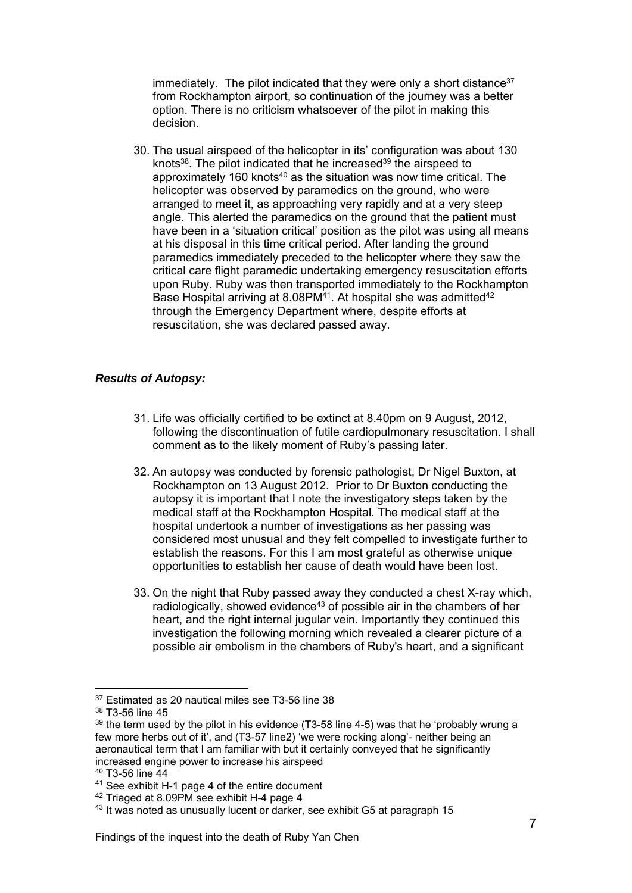immediately. The pilot indicated that they were only a short distance[37] from Rockhampton airport, so continuation of the journey was a better option. There is no criticism whatsoever of the pilot in making this decision.

30. The usual airspeed of the helicopter in its' configuration was about 130 knots[38]. The pilot indicated that he increased[39] the airspeed to approximately 160 knots[40] as the situation was now time critical. The helicopter was observed by paramedics on the ground, who were arranged to meet it, as approaching very rapidly and at a very steep angle. This alerted the paramedics on the ground that the patient must have been in a 'situation critical' position as the pilot was using all means at his disposal in this time critical period. After landing the ground paramedics immediately preceded to the helicopter where they saw the critical care flight paramedic undertaking emergency resuscitation efforts upon Ruby. Ruby was then transported immediately to the Rockhampton Base Hospital arriving at 8.08PM[41]. At hospital she was admitted[42] through the Emergency Department where, despite efforts at resuscitation, she was declared passed away.

***Results of Autopsy:***

31. Life was officially certified to be extinct at 8.40pm on 9 August, 2012, following the discontinuation of futile cardiopulmonary resuscitation. I shall comment as to the likely moment of Ruby's passing later.

32. An autopsy was conducted by forensic pathologist, Dr Nigel Buxton, at Rockhampton on 13 August 2012. Prior to Dr Buxton conducting the autopsy it is important that I note the investigatory steps taken by the medical staff at the Rockhampton Hospital. The medical staff at the hospital undertook a number of investigations as her passing was considered most unusual and they felt compelled to investigate further to establish the reasons. For this I am most grateful as otherwise unique opportunities to establish her cause of death would have been lost.

33. On the night that Ruby passed away they conducted a chest X-ray which, radiologically, showed evidence[43] of possible air in the chambers of her heart, and the right internal jugular vein. Importantly they continued this investigation the following morning which revealed a clearer picture of a possible air embolism in the chambers of Ruby's heart, and a significant

---

[37] Estimated as 20 nautical miles see T3-56 line 38

[38] T3-56 line 45

[39] the term used by the pilot in his evidence (T3-58 line 4-5) was that he 'probably wrung a few more herbs out of it', and (T3-57 line2) 'we were rocking along'- neither being an aeronautical term that I am familiar with but it certainly conveyed that he significantly increased engine power to increase his airspeed

[40] T3-56 line 44

[41] See exhibit H-1 page 4 of the entire document

[42] Triaged at 8.09PM see exhibit H-4 page 4

[43] It was noted as unusually lucent or darker, see exhibit G5 at paragraph 15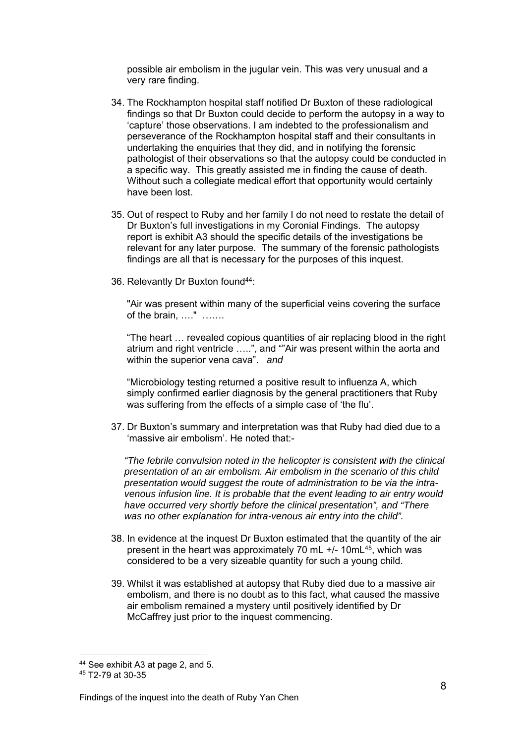possible air embolism in the jugular vein. This was very unusual and a very rare finding.

34. The Rockhampton hospital staff notified Dr Buxton of these radiological findings so that Dr Buxton could decide to perform the autopsy in a way to 'capture' those observations. I am indebted to the professionalism and perseverance of the Rockhampton hospital staff and their consultants in undertaking the enquiries that they did, and in notifying the forensic pathologist of their observations so that the autopsy could be conducted in a specific way. This greatly assisted me in finding the cause of death. Without such a collegiate medical effort that opportunity would certainly have been lost.

35. Out of respect to Ruby and her family I do not need to restate the detail of Dr Buxton's full investigations in my Coronial Findings. The autopsy report is exhibit A3 should the specific details of the investigations be relevant for any later purpose. The summary of the forensic pathologists findings are all that is necessary for the purposes of this inquest.

36. Relevantly Dr Buxton found[44]:

 "Air was present within many of the superficial veins covering the surface of the brain, …." …….

 "The heart … revealed copious quantities of air replacing blood in the right atrium and right ventricle …..", and ""Air was present within the aorta and within the superior vena cava". *and*

 "Microbiology testing returned a positive result to influenza A, which simply confirmed earlier diagnosis by the general practitioners that Ruby was suffering from the effects of a simple case of 'the flu'.

37. Dr Buxton's summary and interpretation was that Ruby had died due to a 'massive air embolism'. He noted that:-

 *"The febrile convulsion noted in the helicopter is consistent with the clinical presentation of an air embolism. Air embolism in the scenario of this child presentation would suggest the route of administration to be via the intra-venous infusion line. It is probable that the event leading to air entry would have occurred very shortly before the clinical presentation", and "There was no other explanation for intra-venous air entry into the child".*

38. In evidence at the inquest Dr Buxton estimated that the quantity of the air present in the heart was approximately 70 mL +/- 10mL[45], which was considered to be a very sizeable quantity for such a young child.

39. Whilst it was established at autopsy that Ruby died due to a massive air embolism, and there is no doubt as to this fact, what caused the massive air embolism remained a mystery until positively identified by Dr McCaffrey just prior to the inquest commencing.

---

[44] See exhibit A3 at page 2, and 5.

[45] T2-79 at 30-35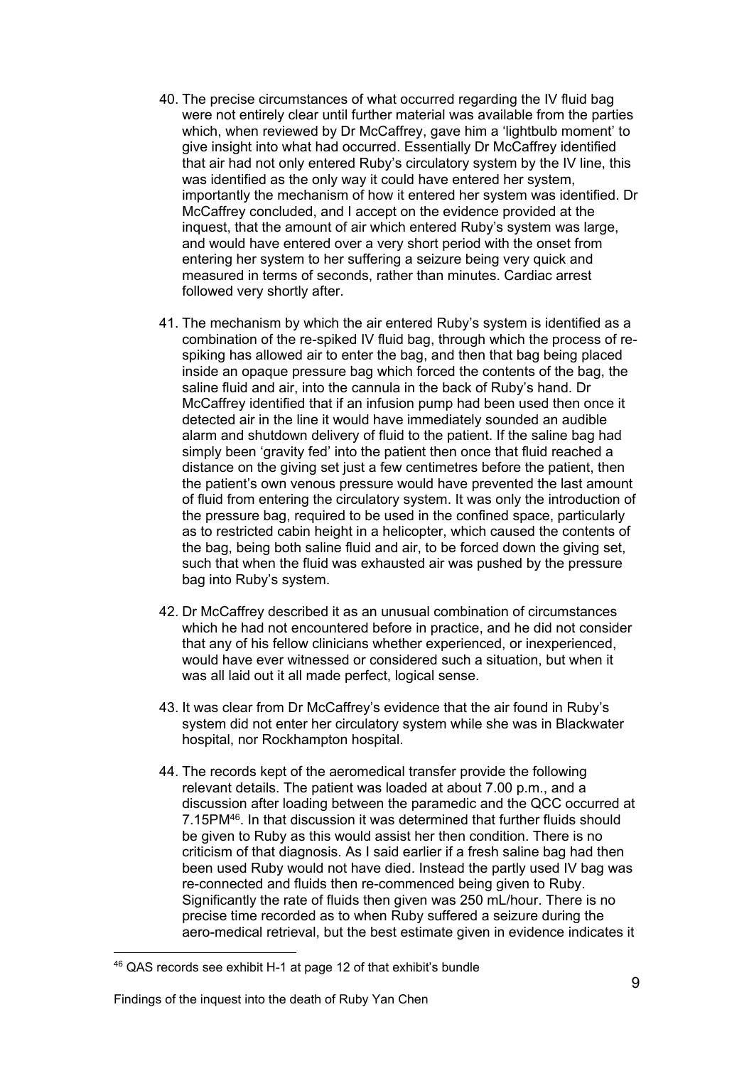40. The precise circumstances of what occurred regarding the IV fluid bag were not entirely clear until further material was available from the parties which, when reviewed by Dr McCaffrey, gave him a 'lightbulb moment' to give insight into what had occurred. Essentially Dr McCaffrey identified that air had not only entered Ruby's circulatory system by the IV line, this was identified as the only way it could have entered her system, importantly the mechanism of how it entered her system was identified. Dr McCaffrey concluded, and I accept on the evidence provided at the inquest, that the amount of air which entered Ruby's system was large, and would have entered over a very short period with the onset from entering her system to her suffering a seizure being very quick and measured in terms of seconds, rather than minutes. Cardiac arrest followed very shortly after.

41. The mechanism by which the air entered Ruby's system is identified as a combination of the re-spiked IV fluid bag, through which the process of re-spiking has allowed air to enter the bag, and then that bag being placed inside an opaque pressure bag which forced the contents of the bag, the saline fluid and air, into the cannula in the back of Ruby's hand. Dr McCaffrey identified that if an infusion pump had been used then once it detected air in the line it would have immediately sounded an audible alarm and shutdown delivery of fluid to the patient. If the saline bag had simply been 'gravity fed' into the patient then once that fluid reached a distance on the giving set just a few centimetres before the patient, then the patient's own venous pressure would have prevented the last amount of fluid from entering the circulatory system. It was only the introduction of the pressure bag, required to be used in the confined space, particularly as to restricted cabin height in a helicopter, which caused the contents of the bag, being both saline fluid and air, to be forced down the giving set, such that when the fluid was exhausted air was pushed by the pressure bag into Ruby's system.

42. Dr McCaffrey described it as an unusual combination of circumstances which he had not encountered before in practice, and he did not consider that any of his fellow clinicians whether experienced, or inexperienced, would have ever witnessed or considered such a situation, but when it was all laid out it all made perfect, logical sense.

43. It was clear from Dr McCaffrey's evidence that the air found in Ruby's system did not enter her circulatory system while she was in Blackwater hospital, nor Rockhampton hospital.

44. The records kept of the aeromedical transfer provide the following relevant details. The patient was loaded at about 7.00 p.m., and a discussion after loading between the paramedic and the QCC occurred at 7.15PM[46]. In that discussion it was determined that further fluids should be given to Ruby as this would assist her then condition. There is no criticism of that diagnosis. As I said earlier if a fresh saline bag had then been used Ruby would not have died. Instead the partly used IV bag was re-connected and fluids then re-commenced being given to Ruby. Significantly the rate of fluids then given was 250 mL/hour. There is no precise time recorded as to when Ruby suffered a seizure during the aero-medical retrieval, but the best estimate given in evidence indicates it

[46] QAS records see exhibit H-1 at page 12 of that exhibit's bundle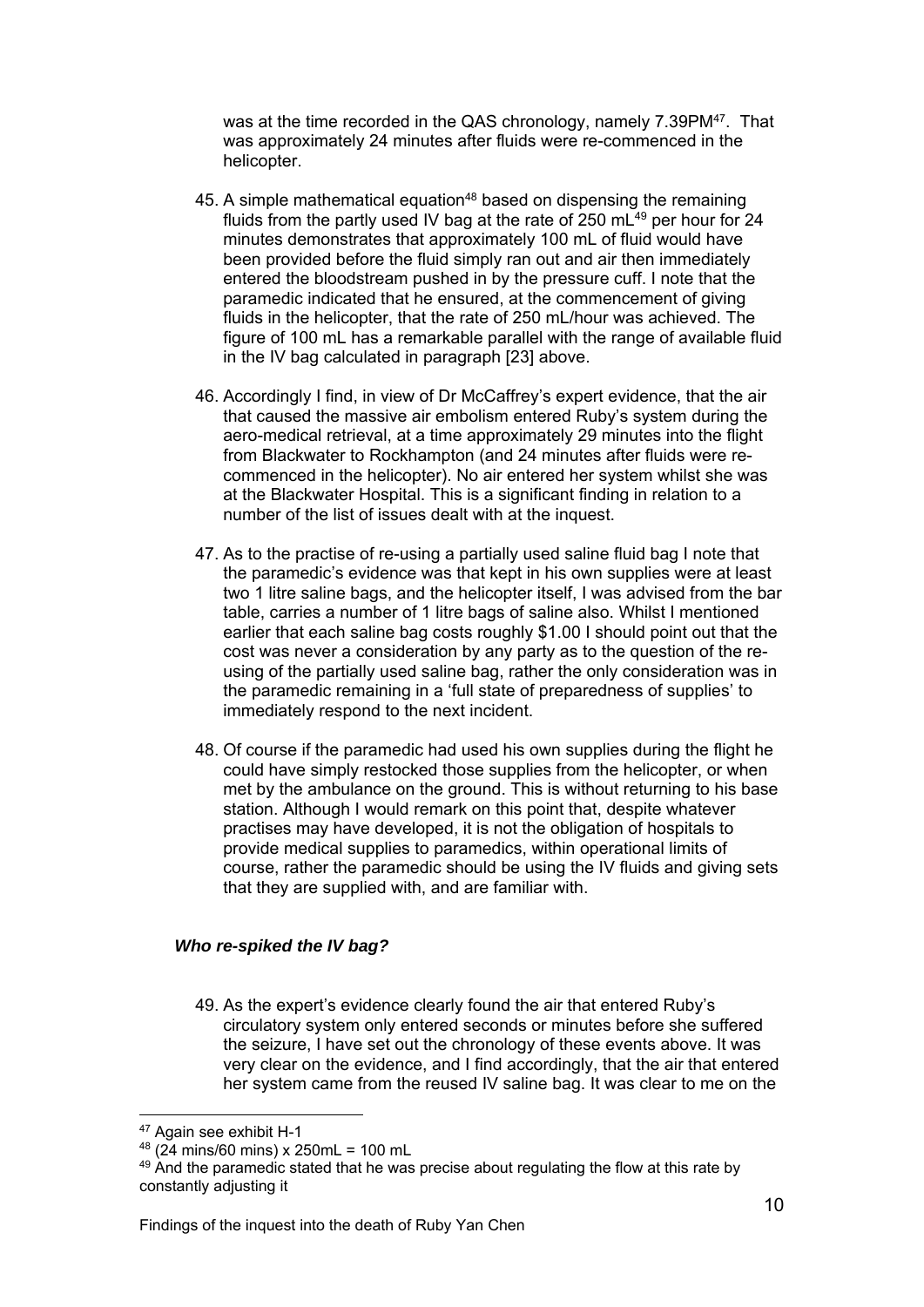was at the time recorded in the QAS chronology, namely 7.39PM[47]. That was approximately 24 minutes after fluids were re-commenced in the helicopter.

45. A simple mathematical equation[48] based on dispensing the remaining fluids from the partly used IV bag at the rate of 250 mL[49] per hour for 24 minutes demonstrates that approximately 100 mL of fluid would have been provided before the fluid simply ran out and air then immediately entered the bloodstream pushed in by the pressure cuff. I note that the paramedic indicated that he ensured, at the commencement of giving fluids in the helicopter, that the rate of 250 mL/hour was achieved. The figure of 100 mL has a remarkable parallel with the range of available fluid in the IV bag calculated in paragraph [23] above.

46. Accordingly I find, in view of Dr McCaffrey's expert evidence, that the air that caused the massive air embolism entered Ruby's system during the aero-medical retrieval, at a time approximately 29 minutes into the flight from Blackwater to Rockhampton (and 24 minutes after fluids were re-commenced in the helicopter). No air entered her system whilst she was at the Blackwater Hospital. This is a significant finding in relation to a number of the list of issues dealt with at the inquest.

47. As to the practise of re-using a partially used saline fluid bag I note that the paramedic's evidence was that kept in his own supplies were at least two 1 litre saline bags, and the helicopter itself, I was advised from the bar table, carries a number of 1 litre bags of saline also. Whilst I mentioned earlier that each saline bag costs roughly $1.00 I should point out that the cost was never a consideration by any party as to the question of the re-using of the partially used saline bag, rather the only consideration was in the paramedic remaining in a 'full state of preparedness of supplies' to immediately respond to the next incident.

48. Of course if the paramedic had used his own supplies during the flight he could have simply restocked those supplies from the helicopter, or when met by the ambulance on the ground. This is without returning to his base station. Although I would remark on this point that, despite whatever practises may have developed, it is not the obligation of hospitals to provide medical supplies to paramedics, within operational limits of course, rather the paramedic should be using the IV fluids and giving sets that they are supplied with, and are familiar with.

### *Who re-spiked the IV bag?*

49. As the expert's evidence clearly found the air that entered Ruby's circulatory system only entered seconds or minutes before she suffered the seizure, I have set out the chronology of these events above. It was very clear on the evidence, and I find accordingly, that the air that entered her system came from the reused IV saline bag. It was clear to me on the

---

[47] Again see exhibit H-1

[48] (24 mins/60 mins) x 250mL = 100 mL

[49] And the paramedic stated that he was precise about regulating the flow at this rate by constantly adjusting it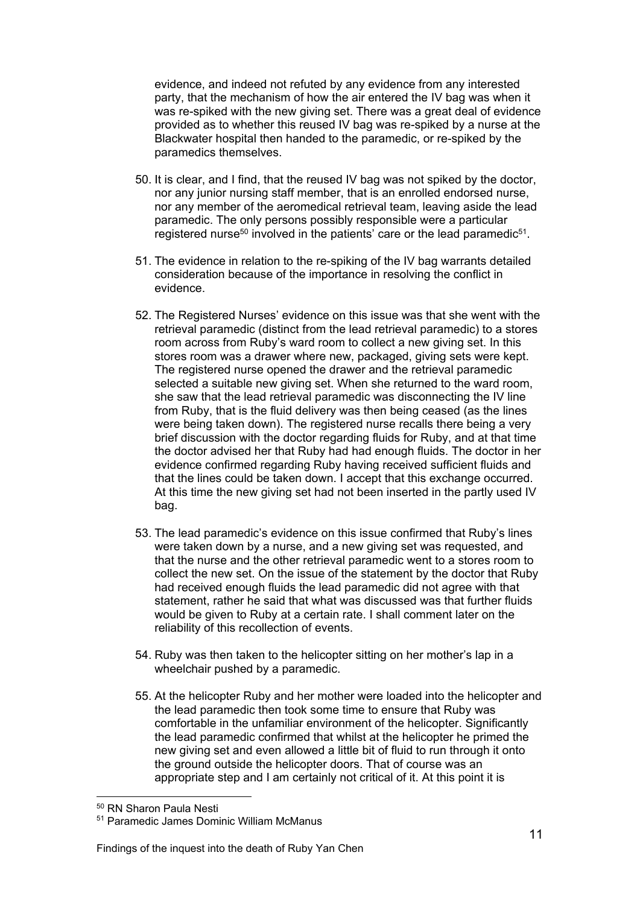evidence, and indeed not refuted by any evidence from any interested party, that the mechanism of how the air entered the IV bag was when it was re-spiked with the new giving set. There was a great deal of evidence provided as to whether this reused IV bag was re-spiked by a nurse at the Blackwater hospital then handed to the paramedic, or re-spiked by the paramedics themselves.

50. It is clear, and I find, that the reused IV bag was not spiked by the doctor, nor any junior nursing staff member, that is an enrolled endorsed nurse, nor any member of the aeromedical retrieval team, leaving aside the lead paramedic. The only persons possibly responsible were a particular registered nurse[50] involved in the patients' care or the lead paramedic[51].

51. The evidence in relation to the re-spiking of the IV bag warrants detailed consideration because of the importance in resolving the conflict in evidence.

52. The Registered Nurses' evidence on this issue was that she went with the retrieval paramedic (distinct from the lead retrieval paramedic) to a stores room across from Ruby's ward room to collect a new giving set. In this stores room was a drawer where new, packaged, giving sets were kept. The registered nurse opened the drawer and the retrieval paramedic selected a suitable new giving set. When she returned to the ward room, she saw that the lead retrieval paramedic was disconnecting the IV line from Ruby, that is the fluid delivery was then being ceased (as the lines were being taken down). The registered nurse recalls there being a very brief discussion with the doctor regarding fluids for Ruby, and at that time the doctor advised her that Ruby had had enough fluids. The doctor in her evidence confirmed regarding Ruby having received sufficient fluids and that the lines could be taken down. I accept that this exchange occurred. At this time the new giving set had not been inserted in the partly used IV bag.

53. The lead paramedic's evidence on this issue confirmed that Ruby's lines were taken down by a nurse, and a new giving set was requested, and that the nurse and the other retrieval paramedic went to a stores room to collect the new set. On the issue of the statement by the doctor that Ruby had received enough fluids the lead paramedic did not agree with that statement, rather he said that what was discussed was that further fluids would be given to Ruby at a certain rate. I shall comment later on the reliability of this recollection of events.

54. Ruby was then taken to the helicopter sitting on her mother's lap in a wheelchair pushed by a paramedic.

55. At the helicopter Ruby and her mother were loaded into the helicopter and the lead paramedic then took some time to ensure that Ruby was comfortable in the unfamiliar environment of the helicopter. Significantly the lead paramedic confirmed that whilst at the helicopter he primed the new giving set and even allowed a little bit of fluid to run through it onto the ground outside the helicopter doors. That of course was an appropriate step and I am certainly not critical of it. At this point it is

[50] RN Sharon Paula Nesti

[51] Paramedic James Dominic William McManus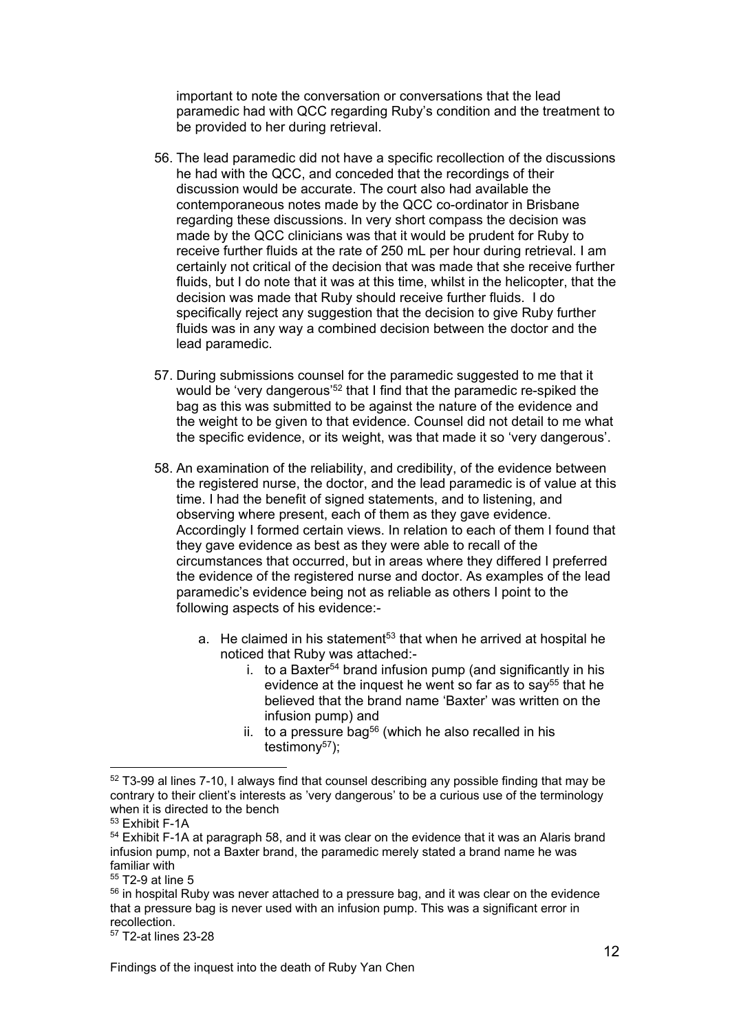important to note the conversation or conversations that the lead paramedic had with QCC regarding Ruby's condition and the treatment to be provided to her during retrieval.

56. The lead paramedic did not have a specific recollection of the discussions he had with the QCC, and conceded that the recordings of their discussion would be accurate. The court also had available the contemporaneous notes made by the QCC co-ordinator in Brisbane regarding these discussions. In very short compass the decision was made by the QCC clinicians was that it would be prudent for Ruby to receive further fluids at the rate of 250 mL per hour during retrieval. I am certainly not critical of the decision that was made that she receive further fluids, but I do note that it was at this time, whilst in the helicopter, that the decision was made that Ruby should receive further fluids. I do specifically reject any suggestion that the decision to give Ruby further fluids was in any way a combined decision between the doctor and the lead paramedic.

57. During submissions counsel for the paramedic suggested to me that it would be 'very dangerous'[52] that I find that the paramedic re-spiked the bag as this was submitted to be against the nature of the evidence and the weight to be given to that evidence. Counsel did not detail to me what the specific evidence, or its weight, was that made it so 'very dangerous'.

58. An examination of the reliability, and credibility, of the evidence between the registered nurse, the doctor, and the lead paramedic is of value at this time. I had the benefit of signed statements, and to listening, and observing where present, each of them as they gave evidence. Accordingly I formed certain views. In relation to each of them I found that they gave evidence as best as they were able to recall of the circumstances that occurred, but in areas where they differed I preferred the evidence of the registered nurse and doctor. As examples of the lead paramedic's evidence being not as reliable as others I point to the following aspects of his evidence:-

    a. He claimed in his statement[53] that when he arrived at hospital he noticed that Ruby was attached:-
        i. to a Baxter[54] brand infusion pump (and significantly in his evidence at the inquest he went so far as to say[55] that he believed that the brand name 'Baxter' was written on the infusion pump) and
        ii. to a pressure bag[56] (which he also recalled in his testimony[57]);

---

[52] T3-99 al lines 7-10, I always find that counsel describing any possible finding that may be contrary to their client's interests as 'very dangerous' to be a curious use of the terminology when it is directed to the bench

[53] Exhibit F-1A

[54] Exhibit F-1A at paragraph 58, and it was clear on the evidence that it was an Alaris brand infusion pump, not a Baxter brand, the paramedic merely stated a brand name he was familiar with

[55] T2-9 at line 5

[56] in hospital Ruby was never attached to a pressure bag, and it was clear on the evidence that a pressure bag is never used with an infusion pump. This was a significant error in recollection.

[57] T2-at lines 23-28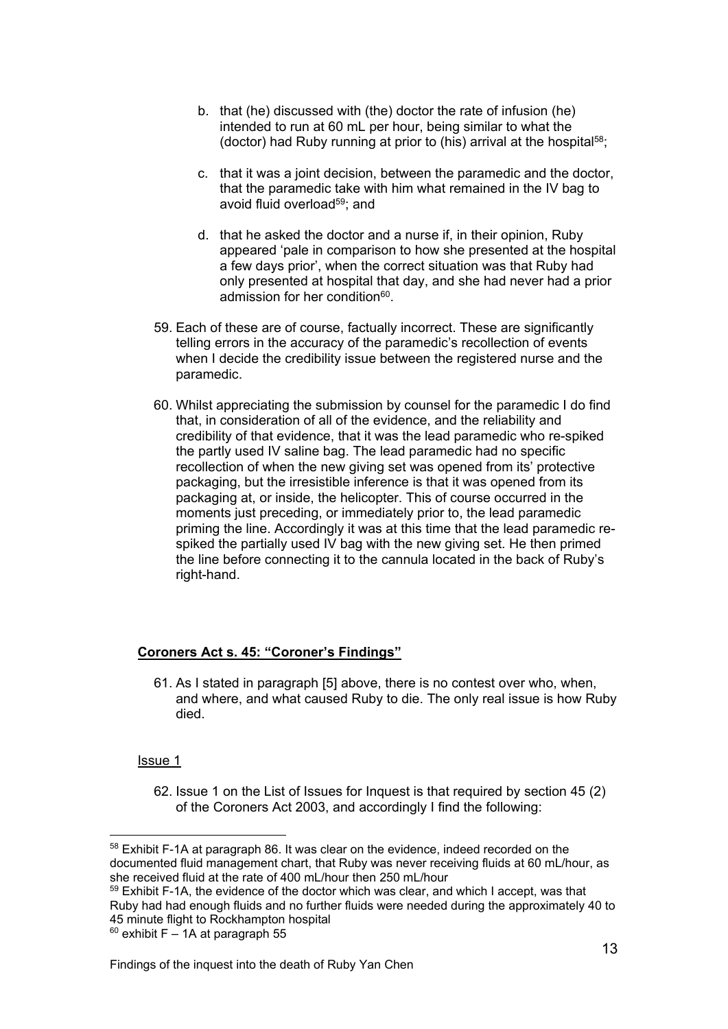b. that (he) discussed with (the) doctor the rate of infusion (he) intended to run at 60 mL per hour, being similar to what the (doctor) had Ruby running at prior to (his) arrival at the hospital[58];

c. that it was a joint decision, between the paramedic and the doctor, that the paramedic take with him what remained in the IV bag to avoid fluid overload[59]; and

d. that he asked the doctor and a nurse if, in their opinion, Ruby appeared 'pale in comparison to how she presented at the hospital a few days prior', when the correct situation was that Ruby had only presented at hospital that day, and she had never had a prior admission for her condition[60].

59. Each of these are of course, factually incorrect. These are significantly telling errors in the accuracy of the paramedic's recollection of events when I decide the credibility issue between the registered nurse and the paramedic.

60. Whilst appreciating the submission by counsel for the paramedic I do find that, in consideration of all of the evidence, and the reliability and credibility of that evidence, that it was the lead paramedic who re-spiked the partly used IV saline bag. The lead paramedic had no specific recollection of when the new giving set was opened from its' protective packaging, but the irresistible inference is that it was opened from its packaging at, or inside, the helicopter. This of course occurred in the moments just preceding, or immediately prior to, the lead paramedic priming the line. Accordingly it was at this time that the lead paramedic re-spiked the partially used IV bag with the new giving set. He then primed the line before connecting it to the cannula located in the back of Ruby's right-hand.

## **Coroners Act s. 45: "Coroner's Findings"**

61. As I stated in paragraph [5] above, there is no contest over who, when, and where, and what caused Ruby to die. The only real issue is how Ruby died.

### Issue 1

62. Issue 1 on the List of Issues for Inquest is that required by section 45 (2) of the Coroners Act 2003, and accordingly I find the following:

---

[58] Exhibit F-1A at paragraph 86. It was clear on the evidence, indeed recorded on the documented fluid management chart, that Ruby was never receiving fluids at 60 mL/hour, as she received fluid at the rate of 400 mL/hour then 250 mL/hour

[59] Exhibit F-1A, the evidence of the doctor which was clear, and which I accept, was that Ruby had had enough fluids and no further fluids were needed during the approximately 40 to 45 minute flight to Rockhampton hospital

[60] exhibit F – 1A at paragraph 55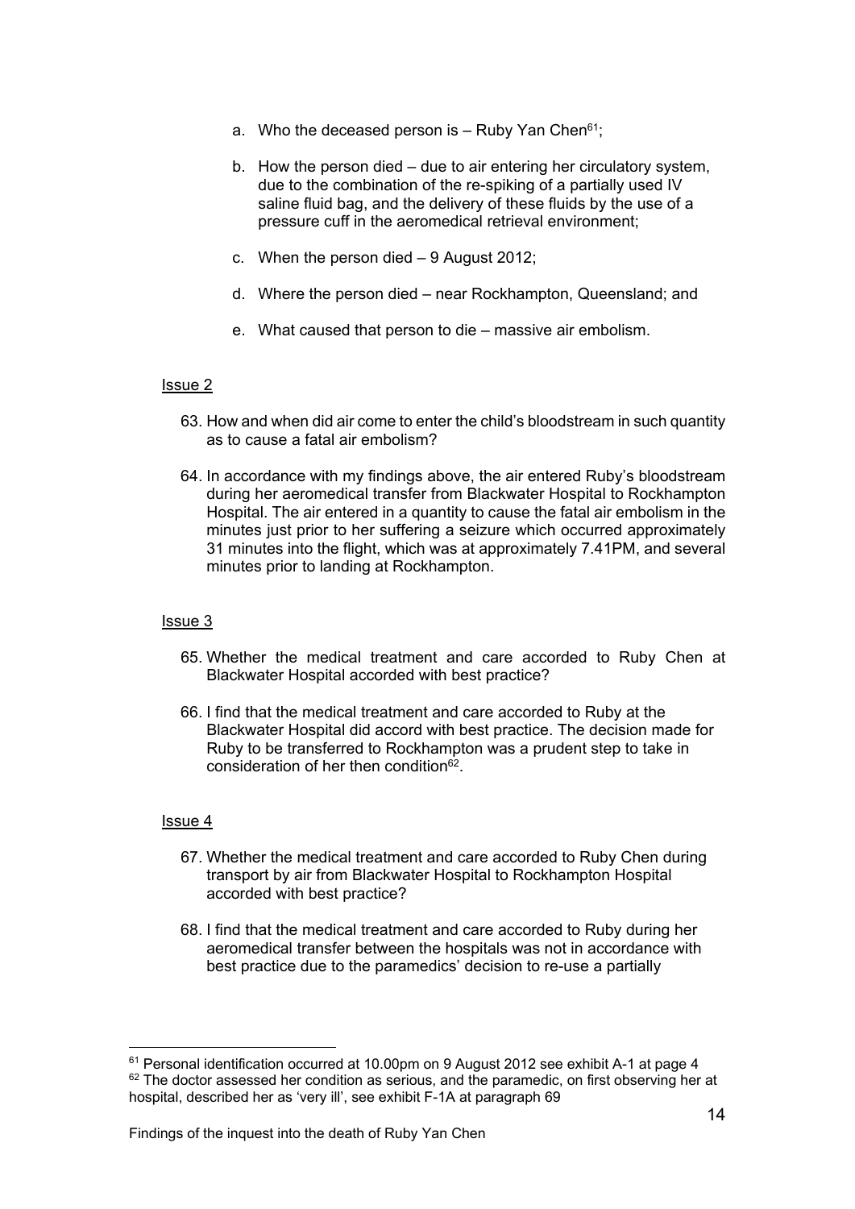a. Who the deceased person is – Ruby Yan Chen[61];

b. How the person died – due to air entering her circulatory system, due to the combination of the re-spiking of a partially used IV saline fluid bag, and the delivery of these fluids by the use of a pressure cuff in the aeromedical retrieval environment;

c. When the person died – 9 August 2012;

d. Where the person died – near Rockhampton, Queensland; and

e. What caused that person to die – massive air embolism.

<u>Issue 2</u>

63. How and when did air come to enter the child's bloodstream in such quantity as to cause a fatal air embolism?

64. In accordance with my findings above, the air entered Ruby's bloodstream during her aeromedical transfer from Blackwater Hospital to Rockhampton Hospital. The air entered in a quantity to cause the fatal air embolism in the minutes just prior to her suffering a seizure which occurred approximately 31 minutes into the flight, which was at approximately 7.41PM, and several minutes prior to landing at Rockhampton.

<u>Issue 3</u>

65. Whether the medical treatment and care accorded to Ruby Chen at Blackwater Hospital accorded with best practice?

66. I find that the medical treatment and care accorded to Ruby at the Blackwater Hospital did accord with best practice. The decision made for Ruby to be transferred to Rockhampton was a prudent step to take in consideration of her then condition[62].

<u>Issue 4</u>

67. Whether the medical treatment and care accorded to Ruby Chen during transport by air from Blackwater Hospital to Rockhampton Hospital accorded with best practice?

68. I find that the medical treatment and care accorded to Ruby during her aeromedical transfer between the hospitals was not in accordance with best practice due to the paramedics' decision to re-use a partially

---

[61] Personal identification occurred at 10.00pm on 9 August 2012 see exhibit A-1 at page 4

[62] The doctor assessed her condition as serious, and the paramedic, on first observing her at hospital, described her as 'very ill', see exhibit F-1A at paragraph 69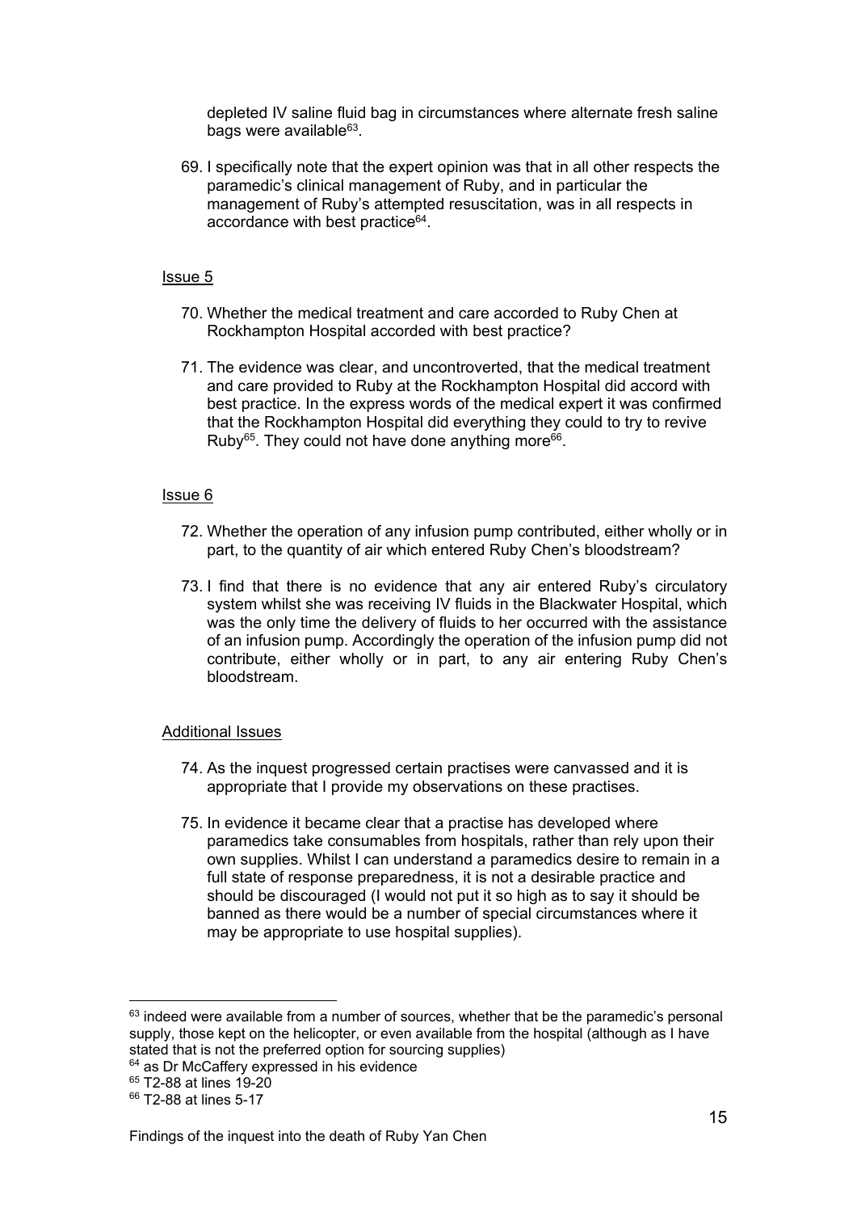depleted IV saline fluid bag in circumstances where alternate fresh saline bags were available[63].

69. I specifically note that the expert opinion was that in all other respects the paramedic's clinical management of Ruby, and in particular the management of Ruby's attempted resuscitation, was in all respects in accordance with best practice[64].

Issue 5

70. Whether the medical treatment and care accorded to Ruby Chen at Rockhampton Hospital accorded with best practice?

71. The evidence was clear, and uncontroverted, that the medical treatment and care provided to Ruby at the Rockhampton Hospital did accord with best practice. In the express words of the medical expert it was confirmed that the Rockhampton Hospital did everything they could to try to revive Ruby[65]. They could not have done anything more[66].

Issue 6

72. Whether the operation of any infusion pump contributed, either wholly or in part, to the quantity of air which entered Ruby Chen's bloodstream?

73. I find that there is no evidence that any air entered Ruby's circulatory system whilst she was receiving IV fluids in the Blackwater Hospital, which was the only time the delivery of fluids to her occurred with the assistance of an infusion pump. Accordingly the operation of the infusion pump did not contribute, either wholly or in part, to any air entering Ruby Chen's bloodstream.

Additional Issues

74. As the inquest progressed certain practises were canvassed and it is appropriate that I provide my observations on these practises.

75. In evidence it became clear that a practise has developed where paramedics take consumables from hospitals, rather than rely upon their own supplies. Whilst I can understand a paramedics desire to remain in a full state of response preparedness, it is not a desirable practice and should be discouraged (I would not put it so high as to say it should be banned as there would be a number of special circumstances where it may be appropriate to use hospital supplies).

---

[63] indeed were available from a number of sources, whether that be the paramedic's personal supply, those kept on the helicopter, or even available from the hospital (although as I have stated that is not the preferred option for sourcing supplies)

[64] as Dr McCaffery expressed in his evidence

[65] T2-88 at lines 19-20

[66] T2-88 at lines 5-17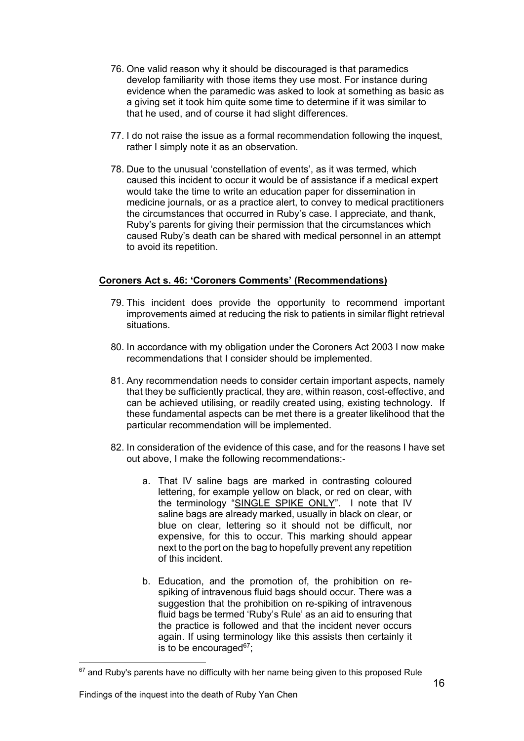76. One valid reason why it should be discouraged is that paramedics develop familiarity with those items they use most. For instance during evidence when the paramedic was asked to look at something as basic as a giving set it took him quite some time to determine if it was similar to that he used, and of course it had slight differences.

77. I do not raise the issue as a formal recommendation following the inquest, rather I simply note it as an observation.

78. Due to the unusual 'constellation of events', as it was termed, which caused this incident to occur it would be of assistance if a medical expert would take the time to write an education paper for dissemination in medicine journals, or as a practice alert, to convey to medical practitioners the circumstances that occurred in Ruby's case. I appreciate, and thank, Ruby's parents for giving their permission that the circumstances which caused Ruby's death can be shared with medical personnel in an attempt to avoid its repetition.

## Coroners Act s. 46: 'Coroners Comments' (Recommendations)

79. This incident does provide the opportunity to recommend important improvements aimed at reducing the risk to patients in similar flight retrieval situations.

80. In accordance with my obligation under the Coroners Act 2003 I now make recommendations that I consider should be implemented.

81. Any recommendation needs to consider certain important aspects, namely that they be sufficiently practical, they are, within reason, cost-effective, and can be achieved utilising, or readily created using, existing technology. If these fundamental aspects can be met there is a greater likelihood that the particular recommendation will be implemented.

82. In consideration of the evidence of this case, and for the reasons I have set out above, I make the following recommendations:-

    a. That IV saline bags are marked in contrasting coloured lettering, for example yellow on black, or red on clear, with the terminology "<u>SINGLE SPIKE ONLY</u>". I note that IV saline bags are already marked, usually in black on clear, or blue on clear, lettering so it should not be difficult, nor expensive, for this to occur. This marking should appear next to the port on the bag to hopefully prevent any repetition of this incident.

    b. Education, and the promotion of, the prohibition on re-spiking of intravenous fluid bags should occur. There was a suggestion that the prohibition on re-spiking of intravenous fluid bags be termed 'Ruby's Rule' as an aid to ensuring that the practice is followed and that the incident never occurs again. If using terminology like this assists then certainly it is to be encouraged[67];

---

[67] and Ruby's parents have no difficulty with her name being given to this proposed Rule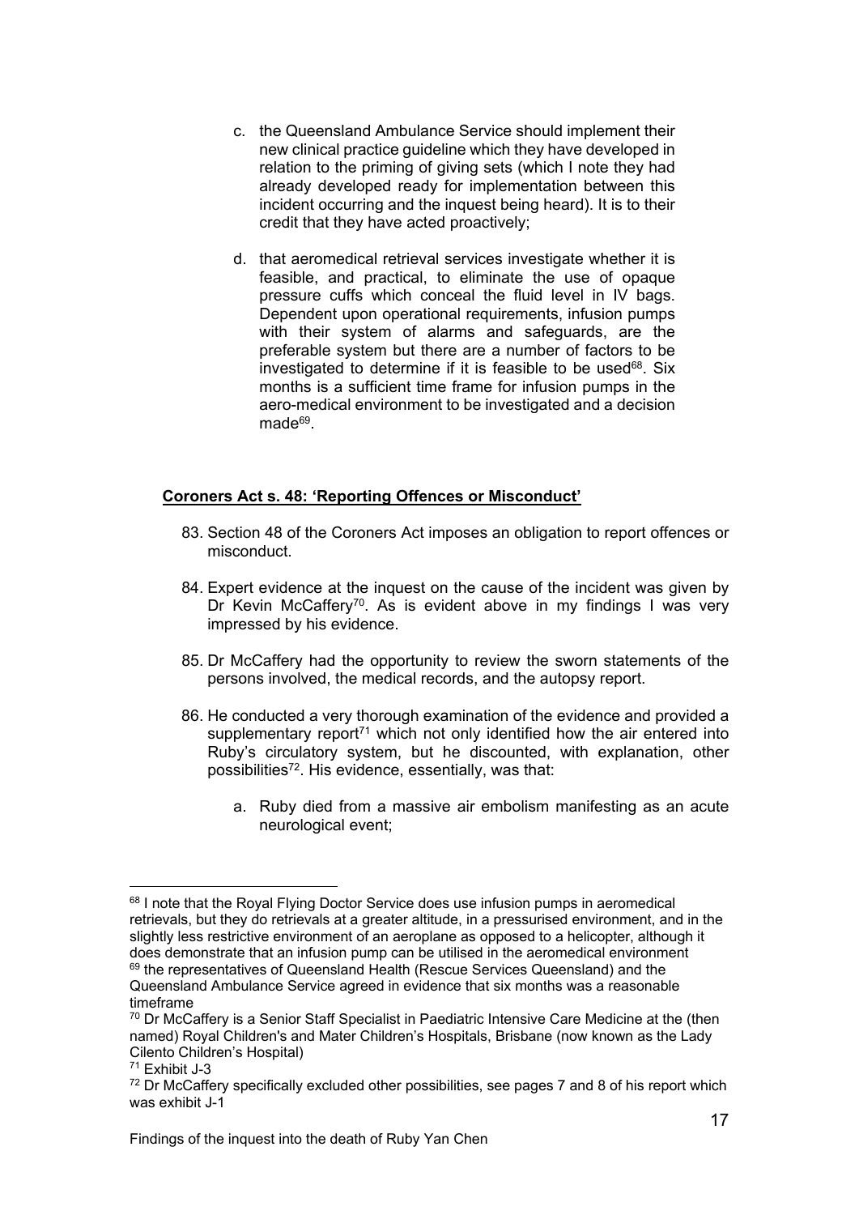c. the Queensland Ambulance Service should implement their new clinical practice guideline which they have developed in relation to the priming of giving sets (which I note they had already developed ready for implementation between this incident occurring and the inquest being heard). It is to their credit that they have acted proactively;

d. that aeromedical retrieval services investigate whether it is feasible, and practical, to eliminate the use of opaque pressure cuffs which conceal the fluid level in IV bags. Dependent upon operational requirements, infusion pumps with their system of alarms and safeguards, are the preferable system but there are a number of factors to be investigated to determine if it is feasible to be used[68]. Six months is a sufficient time frame for infusion pumps in the aero-medical environment to be investigated and a decision made[69].

**Coroners Act s. 48: 'Reporting Offences or Misconduct'**

83. Section 48 of the Coroners Act imposes an obligation to report offences or misconduct.

84. Expert evidence at the inquest on the cause of the incident was given by Dr Kevin McCaffery[70]. As is evident above in my findings I was very impressed by his evidence.

85. Dr McCaffery had the opportunity to review the sworn statements of the persons involved, the medical records, and the autopsy report.

86. He conducted a very thorough examination of the evidence and provided a supplementary report[71] which not only identified how the air entered into Ruby's circulatory system, but he discounted, with explanation, other possibilities[72]. His evidence, essentially, was that:

    a. Ruby died from a massive air embolism manifesting as an acute neurological event;

---

[68] I note that the Royal Flying Doctor Service does use infusion pumps in aeromedical retrievals, but they do retrievals at a greater altitude, in a pressurised environment, and in the slightly less restrictive environment of an aeroplane as opposed to a helicopter, although it does demonstrate that an infusion pump can be utilised in the aeromedical environment

[69] the representatives of Queensland Health (Rescue Services Queensland) and the Queensland Ambulance Service agreed in evidence that six months was a reasonable timeframe

[70] Dr McCaffery is a Senior Staff Specialist in Paediatric Intensive Care Medicine at the (then named) Royal Children's and Mater Children's Hospitals, Brisbane (now known as the Lady Cilento Children's Hospital)

[71] Exhibit J-3

[72] Dr McCaffery specifically excluded other possibilities, see pages 7 and 8 of his report which was exhibit J-1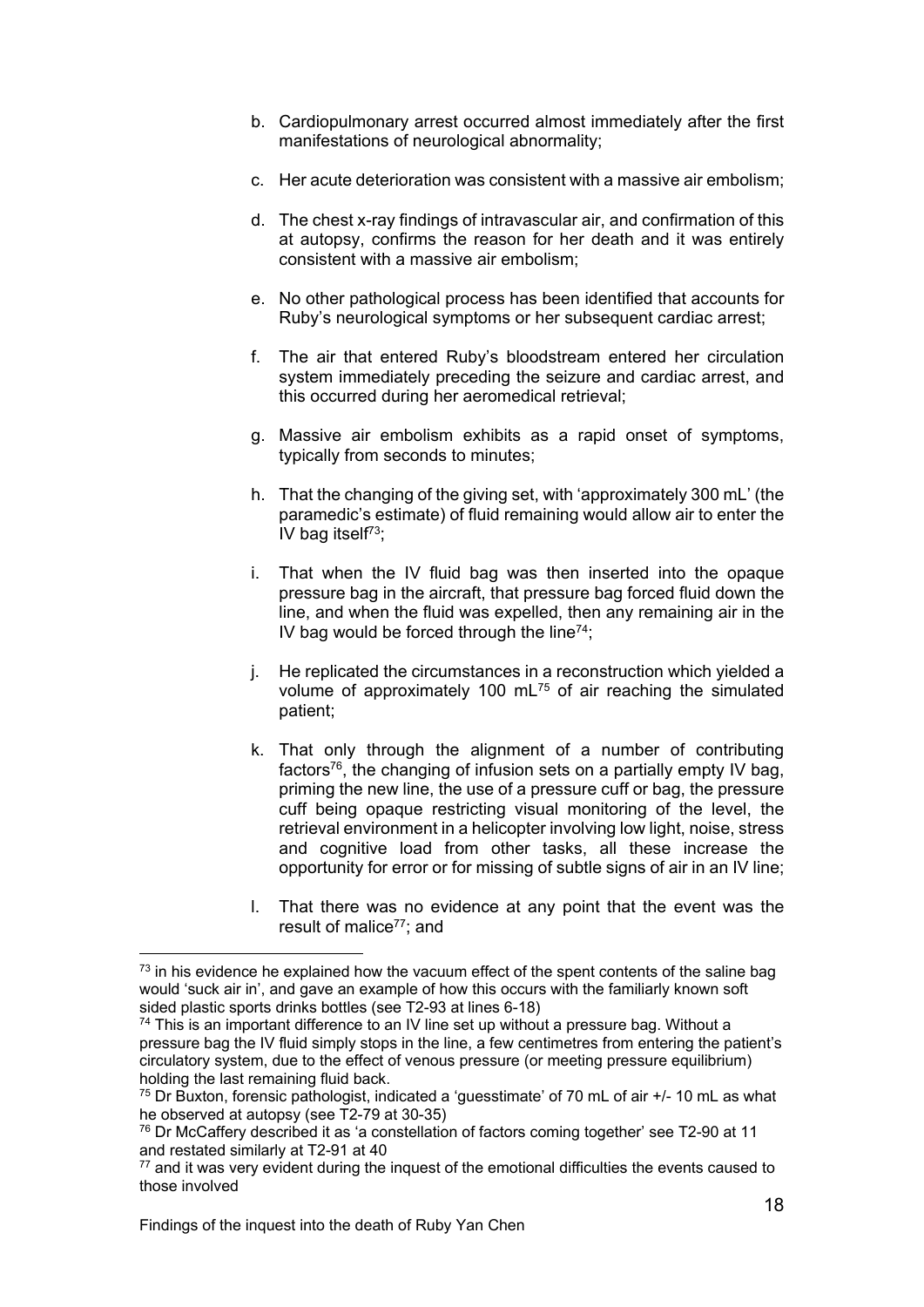b. Cardiopulmonary arrest occurred almost immediately after the first manifestations of neurological abnormality;

c. Her acute deterioration was consistent with a massive air embolism;

d. The chest x-ray findings of intravascular air, and confirmation of this at autopsy, confirms the reason for her death and it was entirely consistent with a massive air embolism;

e. No other pathological process has been identified that accounts for Ruby's neurological symptoms or her subsequent cardiac arrest;

f. The air that entered Ruby's bloodstream entered her circulation system immediately preceding the seizure and cardiac arrest, and this occurred during her aeromedical retrieval;

g. Massive air embolism exhibits as a rapid onset of symptoms, typically from seconds to minutes;

h. That the changing of the giving set, with 'approximately 300 mL' (the paramedic's estimate) of fluid remaining would allow air to enter the IV bag itself[73];

i. That when the IV fluid bag was then inserted into the opaque pressure bag in the aircraft, that pressure bag forced fluid down the line, and when the fluid was expelled, then any remaining air in the IV bag would be forced through the line[74];

j. He replicated the circumstances in a reconstruction which yielded a volume of approximately 100 mL[75] of air reaching the simulated patient;

k. That only through the alignment of a number of contributing factors[76], the changing of infusion sets on a partially empty IV bag, priming the new line, the use of a pressure cuff or bag, the pressure cuff being opaque restricting visual monitoring of the level, the retrieval environment in a helicopter involving low light, noise, stress and cognitive load from other tasks, all these increase the opportunity for error or for missing of subtle signs of air in an IV line;

l. That there was no evidence at any point that the event was the result of malice[77]; and

---

[73] in his evidence he explained how the vacuum effect of the spent contents of the saline bag would 'suck air in', and gave an example of how this occurs with the familiarly known soft sided plastic sports drinks bottles (see T2-93 at lines 6-18)

[74] This is an important difference to an IV line set up without a pressure bag. Without a pressure bag the IV fluid simply stops in the line, a few centimetres from entering the patient's circulatory system, due to the effect of venous pressure (or meeting pressure equilibrium) holding the last remaining fluid back.

[75] Dr Buxton, forensic pathologist, indicated a 'guesstimate' of 70 mL of air +/- 10 mL as what he observed at autopsy (see T2-79 at 30-35)

[76] Dr McCaffery described it as 'a constellation of factors coming together' see T2-90 at 11 and restated similarly at T2-91 at 40

[77] and it was very evident during the inquest of the emotional difficulties the events caused to those involved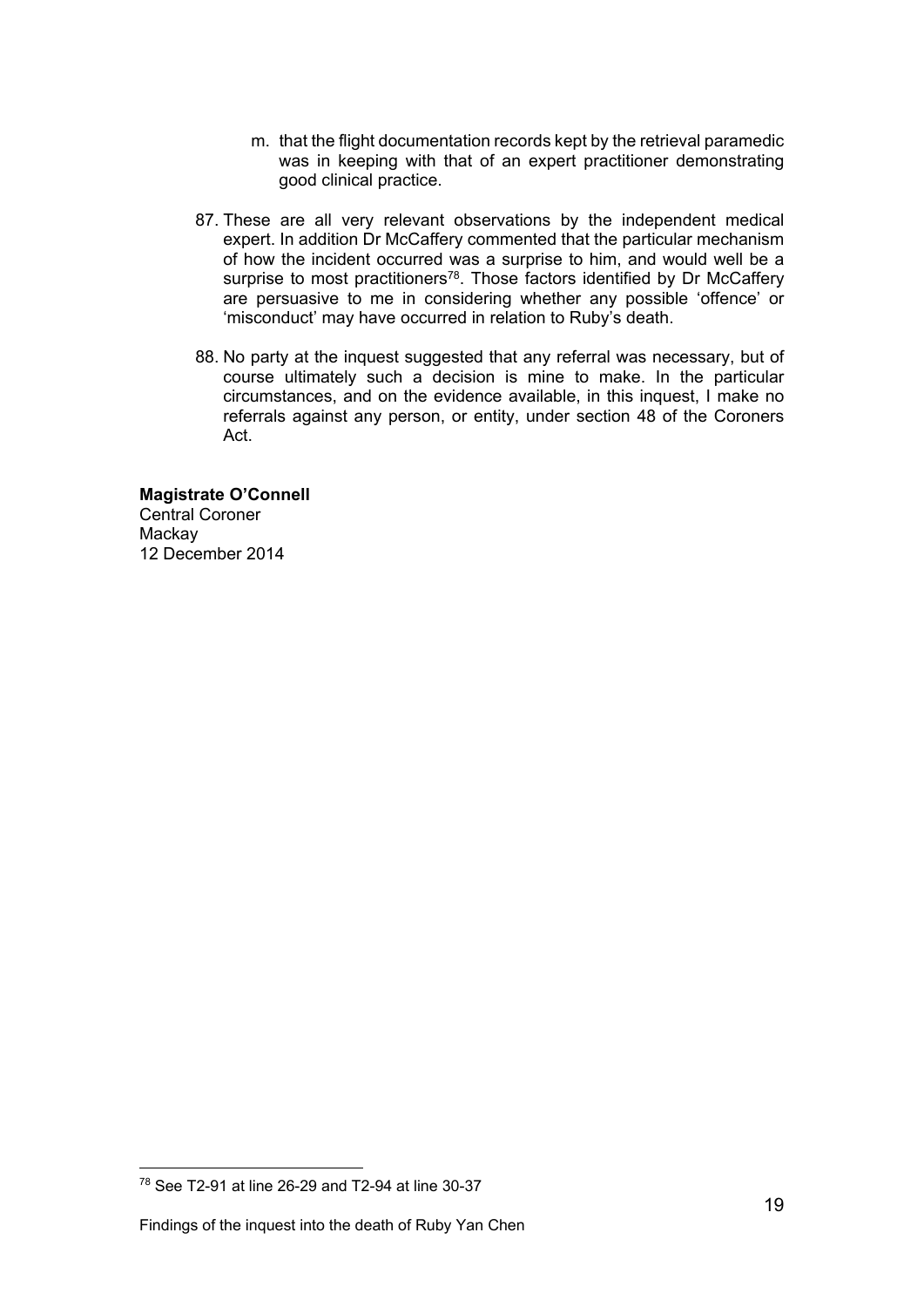m. that the flight documentation records kept by the retrieval paramedic was in keeping with that of an expert practitioner demonstrating good clinical practice.

87. These are all very relevant observations by the independent medical expert. In addition Dr McCaffery commented that the particular mechanism of how the incident occurred was a surprise to him, and would well be a surprise to most practitioners[78]. Those factors identified by Dr McCaffery are persuasive to me in considering whether any possible 'offence' or 'misconduct' may have occurred in relation to Ruby's death.

88. No party at the inquest suggested that any referral was necessary, but of course ultimately such a decision is mine to make. In the particular circumstances, and on the evidence available, in this inquest, I make no referrals against any person, or entity, under section 48 of the Coroners Act.

**Magistrate O'Connell**
Central Coroner
Mackay
12 December 2014

[78] See T2-91 at line 26-29 and T2-94 at line 30-37